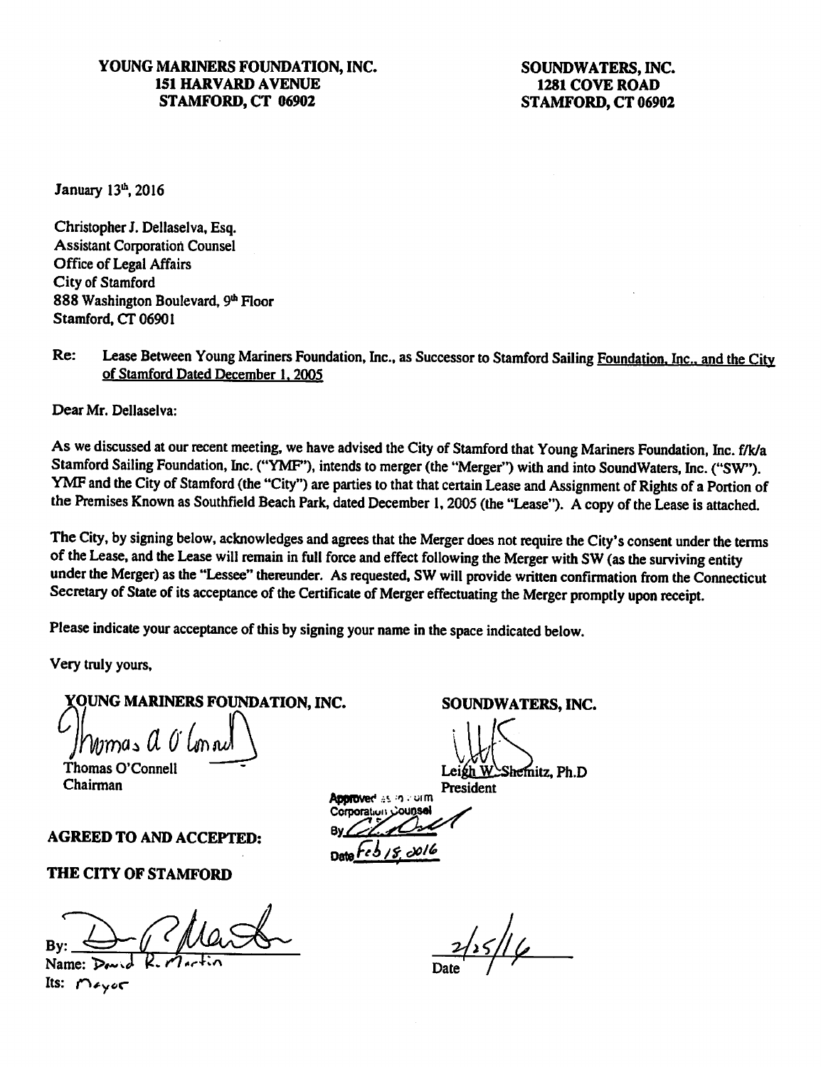**YOUNG MARINERS FOUNDATION, INC.**
**151 HARVARD AVENUE**
**STAMFORD, CT 06902**

**SOUNDWATERS, INC.**
**1281 COVE ROAD**
**STAMFORD, CT 06902**

January 13th, 2016

Christopher J. Dellaselva, Esq.
Assistant Corporation Counsel
Office of Legal Affairs
City of Stamford
888 Washington Boulevard, 9th Floor
Stamford, CT 06901

**Re:** Lease Between Young Mariners Foundation, Inc., as Successor to Stamford Sailing Foundation, Inc., and the City of Stamford Dated December 1, 2005

Dear Mr. Dellaselva:

As we discussed at our recent meeting, we have advised the City of Stamford that Young Mariners Foundation, Inc. f/k/a Stamford Sailing Foundation, Inc. ("YMF"), intends to merger (the "Merger") with and into SoundWaters, Inc. ("SW"). YMF and the City of Stamford (the "City") are parties to that that certain Lease and Assignment of Rights of a Portion of the Premises Known as Southfield Beach Park, dated December 1, 2005 (the "Lease"). A copy of the Lease is attached.

The City, by signing below, acknowledges and agrees that the Merger does not require the City's consent under the terms of the Lease, and the Lease will remain in full force and effect following the Merger with SW (as the surviving entity under the Merger) as the "Lessee" thereunder. As requested, SW will provide written confirmation from the Connecticut Secretary of State of its acceptance of the Certificate of Merger effectuating the Merger promptly upon receipt.

Please indicate your acceptance of this by signing your name in the space indicated below.

Very truly yours,

**YOUNG MARINERS FOUNDATION, INC.**

Thomas O'Connell
Chairman

**SOUNDWATERS, INC.**

Leigh W. Shemitz, Ph.D
President

Approved as to form
Corporation Counsel
By
Date Feb 18, 2016

**AGREED TO AND ACCEPTED:**

**THE CITY OF STAMFORD**

By:
Name: David R. Martin
Its: Mayor

2/25/16
Date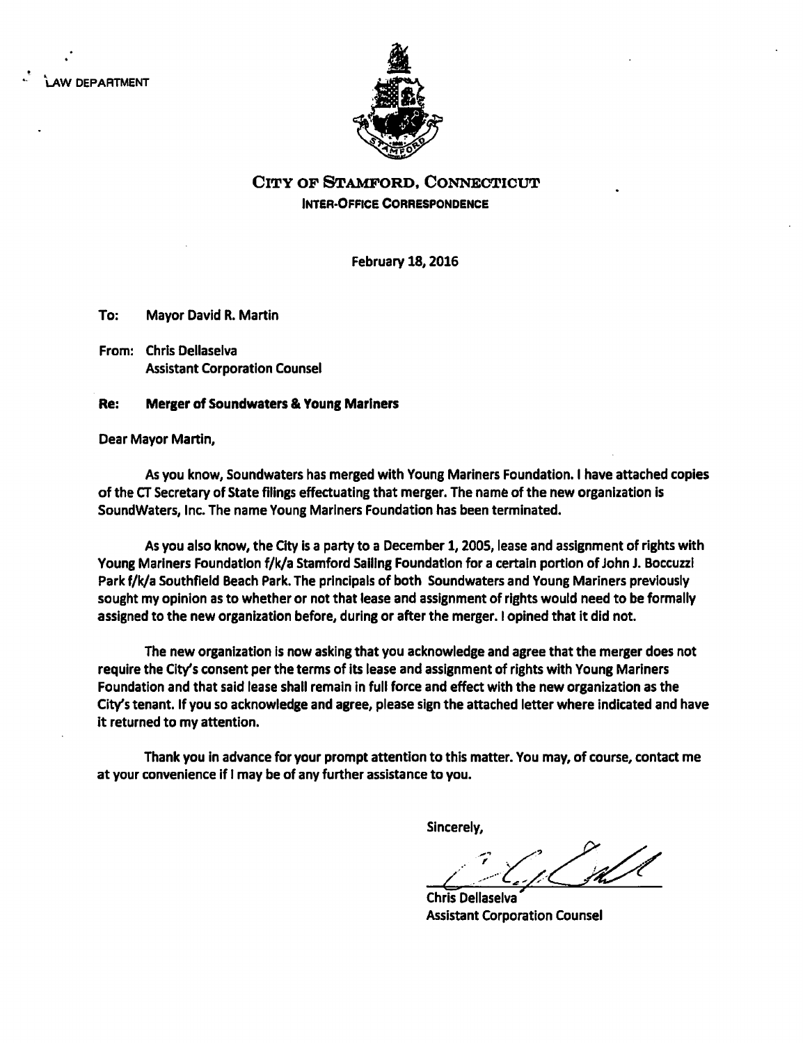LAW DEPARTMENT

# City of Stamford, Connecticut

**Inter-Office Correspondence**

February 18, 2016

**To:** Mayor David R. Martin

**From:** Chris Dellaselva
Assistant Corporation Counsel

**Re: Merger of Soundwaters & Young Mariners**

Dear Mayor Martin,

As you know, Soundwaters has merged with Young Mariners Foundation. I have attached copies of the CT Secretary of State filings effectuating that merger. The name of the new organization is SoundWaters, Inc. The name Young Mariners Foundation has been terminated.

As you also know, the City is a party to a December 1, 2005, lease and assignment of rights with Young Mariners Foundation f/k/a Stamford Sailing Foundation for a certain portion of John J. Boccuzzi Park f/k/a Southfield Beach Park. The principals of both Soundwaters and Young Mariners previously sought my opinion as to whether or not that lease and assignment of rights would need to be formally assigned to the new organization before, during or after the merger. I opined that it did not.

The new organization is now asking that you acknowledge and agree that the merger does not require the City's consent per the terms of its lease and assignment of rights with Young Mariners Foundation and that said lease shall remain in full force and effect with the new organization as the City's tenant. If you so acknowledge and agree, please sign the attached letter where indicated and have it returned to my attention.

Thank you in advance for your prompt attention to this matter. You may, of course, contact me at your convenience if I may be of any further assistance to you.

Sincerely,

Chris Dellaselva
Assistant Corporation Counsel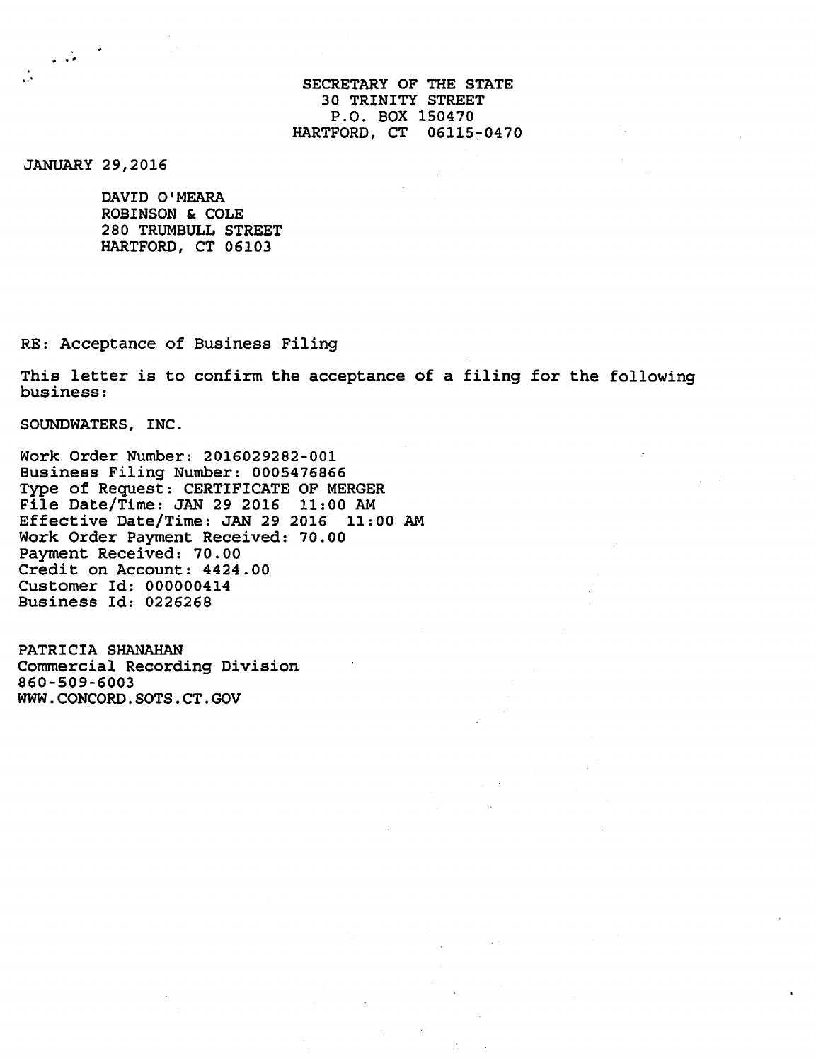SECRETARY OF THE STATE
30 TRINITY STREET
P.O. BOX 150470
HARTFORD, CT 06115-0470

JANUARY 29,2016

DAVID O'MEARA
ROBINSON & COLE
280 TRUMBULL STREET
HARTFORD, CT 06103

RE: Acceptance of Business Filing

This letter is to confirm the acceptance of a filing for the following business:

SOUNDWATERS, INC.

Work Order Number: 2016029282-001
Business Filing Number: 0005476866
Type of Request: CERTIFICATE OF MERGER
File Date/Time: JAN 29 2016 11:00 AM
Effective Date/Time: JAN 29 2016 11:00 AM
Work Order Payment Received: 70.00
Payment Received: 70.00
Credit on Account: 4424.00
Customer Id: 000000414
Business Id: 0226268

PATRICIA SHANAHAN
Commercial Recording Division
860-509-6003
WWW.CONCORD.SOTS.CT.GOV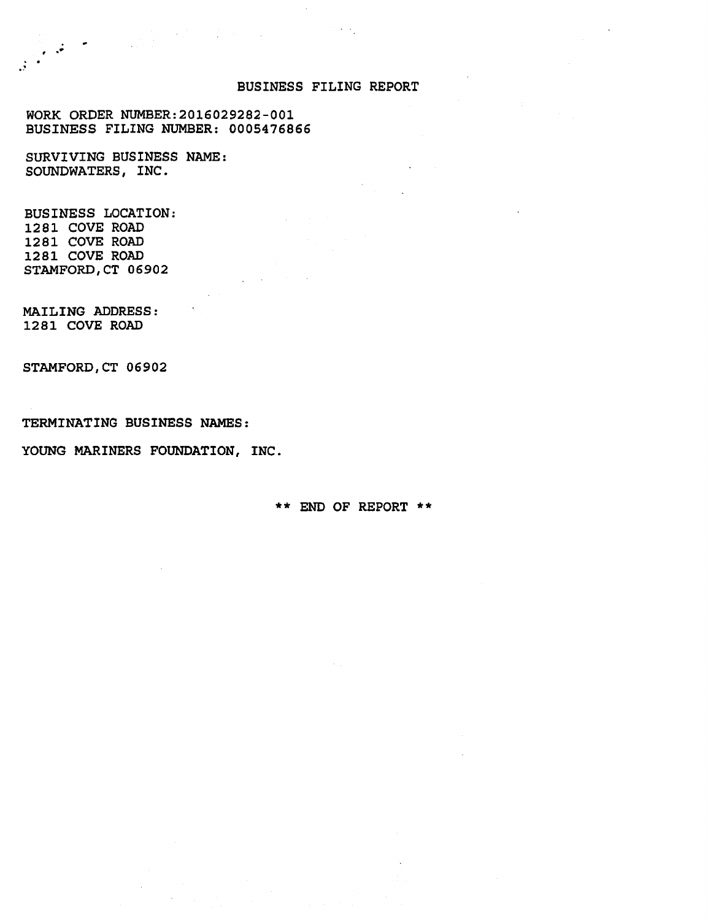# BUSINESS FILING REPORT

WORK ORDER NUMBER:2016029282-001
BUSINESS FILING NUMBER: 0005476866

SURVIVING BUSINESS NAME:
SOUNDWATERS, INC.

BUSINESS LOCATION:
1281 COVE ROAD
1281 COVE ROAD
1281 COVE ROAD
STAMFORD,CT 06902

MAILING ADDRESS:
1281 COVE ROAD

STAMFORD,CT 06902

TERMINATING BUSINESS NAMES:

YOUNG MARINERS FOUNDATION, INC.

** END OF REPORT **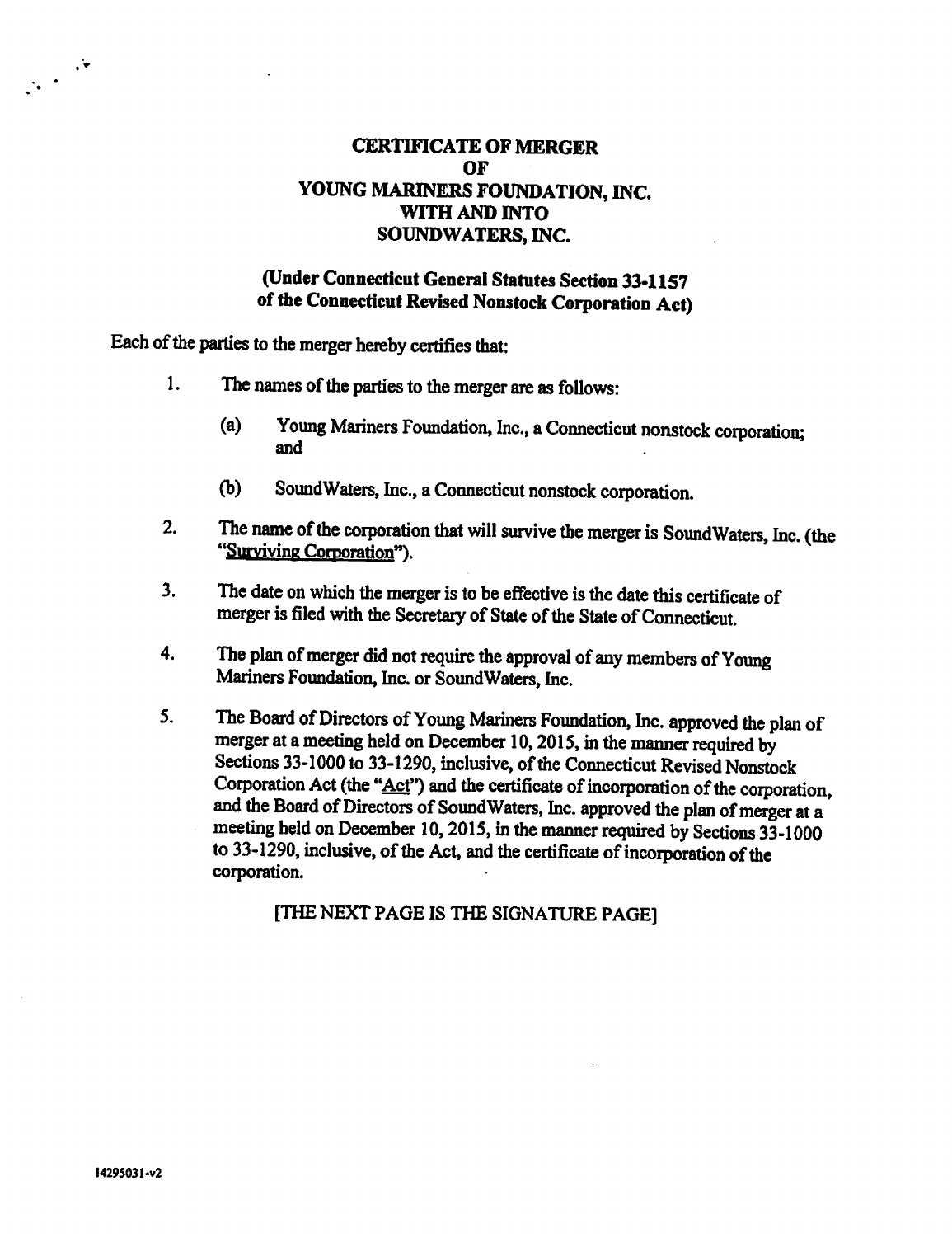# CERTIFICATE OF MERGER
# OF
# YOUNG MARINERS FOUNDATION, INC.
# WITH AND INTO
# SOUNDWATERS, INC.

**(Under Connecticut General Statutes Section 33-1157 of the Connecticut Revised Nonstock Corporation Act)**

Each of the parties to the merger hereby certifies that:

1. The names of the parties to the merger are as follows:

   (a) Young Mariners Foundation, Inc., a Connecticut nonstock corporation; and

   (b) SoundWaters, Inc., a Connecticut nonstock corporation.

2. The name of the corporation that will survive the merger is SoundWaters, Inc. (the "Surviving Corporation").

3. The date on which the merger is to be effective is the date this certificate of merger is filed with the Secretary of State of the State of Connecticut.

4. The plan of merger did not require the approval of any members of Young Mariners Foundation, Inc. or SoundWaters, Inc.

5. The Board of Directors of Young Mariners Foundation, Inc. approved the plan of merger at a meeting held on December 10, 2015, in the manner required by Sections 33-1000 to 33-1290, inclusive, of the Connecticut Revised Nonstock Corporation Act (the "Act") and the certificate of incorporation of the corporation, and the Board of Directors of SoundWaters, Inc. approved the plan of merger at a meeting held on December 10, 2015, in the manner required by Sections 33-1000 to 33-1290, inclusive, of the Act, and the certificate of incorporation of the corporation.

[THE NEXT PAGE IS THE SIGNATURE PAGE]

14295031-v2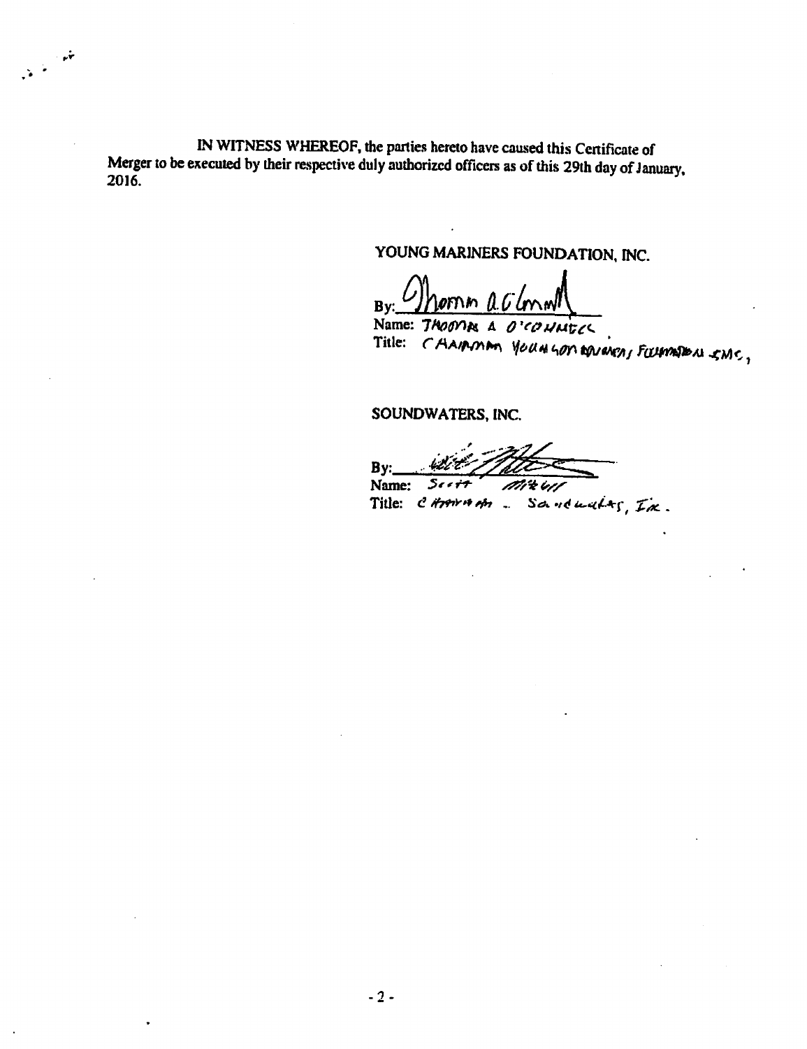IN WITNESS WHEREOF, the parties hereto have caused this Certificate of Merger to be executed by their respective duly authorized officers as of this 29th day of January, 2016.

YOUNG MARINERS FOUNDATION, INC.

By: Thomas A. O'Connell

Name: THOMAS A. O'CONNELL

Title: CHAIRMAN YOUNG MARINERS FOUNDATION INC.,

SOUNDWATERS, INC.

By: ____________________

Name: Scott Mitchell

Title: Chairman - Soundwaters, Inc.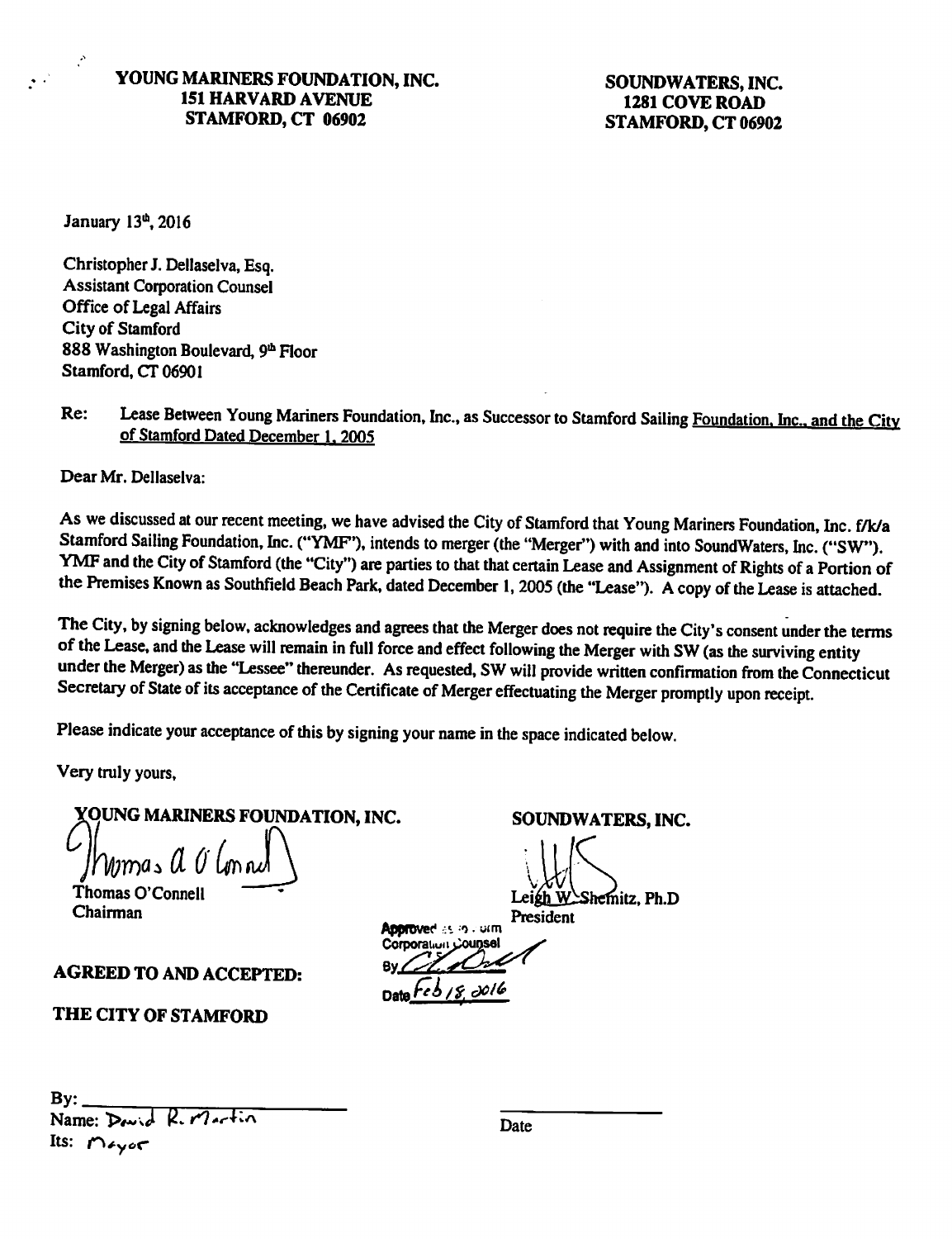**YOUNG MARINERS FOUNDATION, INC.**
**151 HARVARD AVENUE**
**STAMFORD, CT 06902**

**SOUNDWATERS, INC.**
**1281 COVE ROAD**
**STAMFORD, CT 06902**

January 13th, 2016

Christopher J. Dellaselva, Esq.
Assistant Corporation Counsel
Office of Legal Affairs
City of Stamford
888 Washington Boulevard, 9th Floor
Stamford, CT 06901

Re: Lease Between Young Mariners Foundation, Inc., as Successor to Stamford Sailing Foundation, Inc., and the City of Stamford Dated December 1, 2005

Dear Mr. Dellaselva:

As we discussed at our recent meeting, we have advised the City of Stamford that Young Mariners Foundation, Inc. f/k/a Stamford Sailing Foundation, Inc. ("YMF"), intends to merger (the "Merger") with and into SoundWaters, Inc. ("SW"). YMF and the City of Stamford (the "City") are parties to that that certain Lease and Assignment of Rights of a Portion of the Premises Known as Southfield Beach Park, dated December 1, 2005 (the "Lease"). A copy of the Lease is attached.

The City, by signing below, acknowledges and agrees that the Merger does not require the City's consent under the terms of the Lease, and the Lease will remain in full force and effect following the Merger with SW (as the surviving entity under the Merger) as the "Lessee" thereunder. As requested, SW will provide written confirmation from the Connecticut Secretary of State of its acceptance of the Certificate of Merger effectuating the Merger promptly upon receipt.

Please indicate your acceptance of this by signing your name in the space indicated below.

Very truly yours,

**YOUNG MARINERS FOUNDATION, INC.**

Thomas A O'Connell

Thomas O'Connell
Chairman

**SOUNDWATERS, INC.**

Leigh W. Shemitz, Ph.D
President

Approved as to form
Corporation Counsel
By
Date Feb 18, 2016

**AGREED TO AND ACCEPTED:**

**THE CITY OF STAMFORD**

By: ____________________
Name: David R. Martin
Its: Mayor

____________
Date